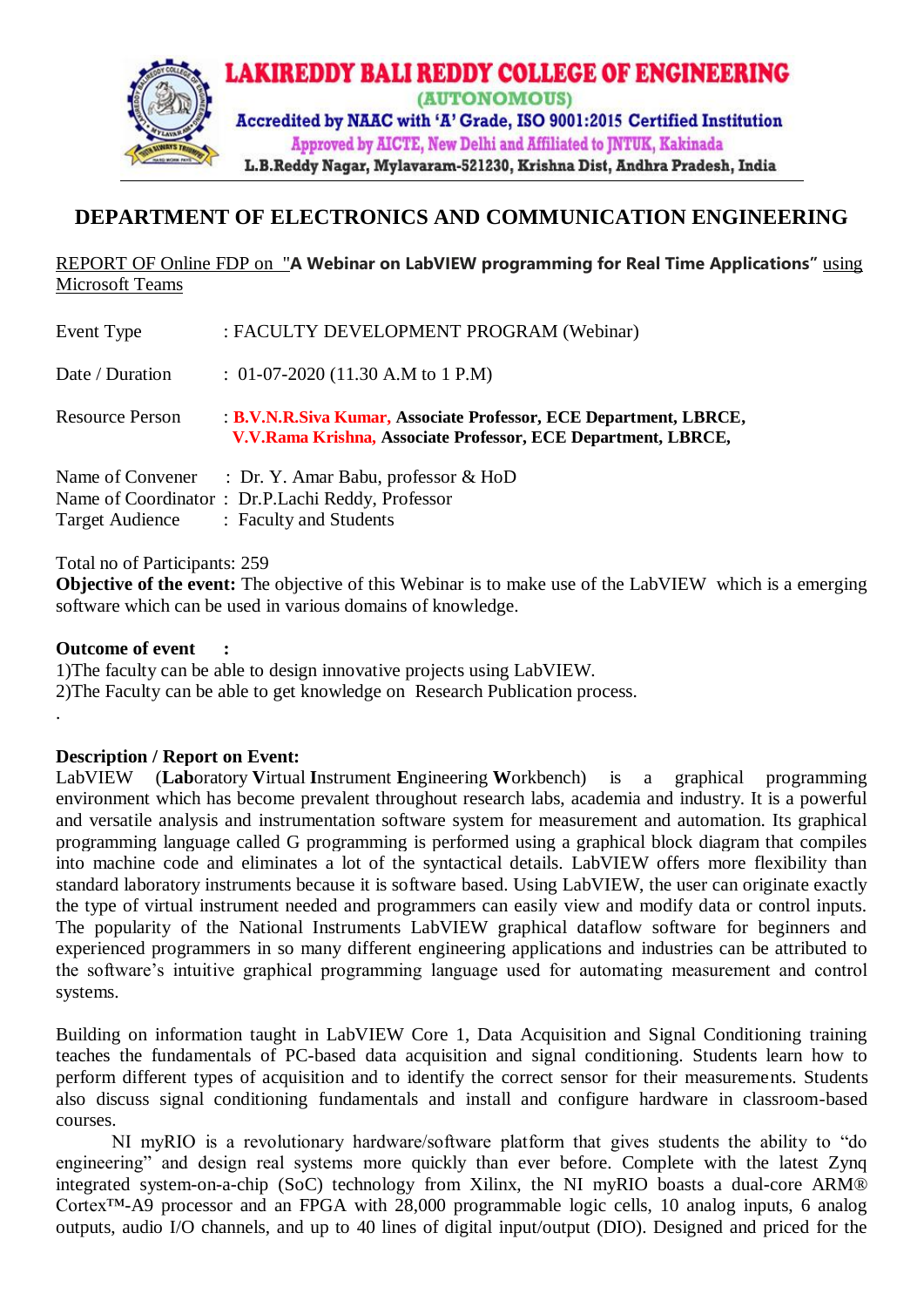# LAKIREDDY BALI REDDY COLLEGE OF ENGINEERING

(AUTONOMOUS)

Accredited by NAAC with 'A' Grade, ISO 9001:2015 Certified Institution

Approved by AICTE, New Delhi and Affiliated to JNTUK, Kakinada

L.B.Reddy Nagar, Mylavaram-521230, Krishna Dist, Andhra Pradesh, India

## DEPARTMENT OF ELECTRONICS AND COMMUNICATION ENGINEERING

REPORT OF Online FDP on "**A Webinar on LabVIEW programming for Real Time Applications"** using Microsoft Teams

Event Type : FACULTY DEVELOPMENT PROGRAM (Webinar)

Date / Duration : 01-07-2020 (11.30 A.M to 1 P.M)

Resource Person : **B.V.N.R.Siva Kumar, Associate Professor, ECE Department, LBRCE,**
**V.V.Rama Krishna, Associate Professor, ECE Department, LBRCE,**

Name of Convener : Dr. Y. Amar Babu, professor & HoD
Name of Coordinator : Dr.P.Lachi Reddy, Professor
Target Audience : Faculty and Students

Total no of Participants: 259

**Objective of the event:** The objective of this Webinar is to make use of the LabVIEW which is a emerging software which can be used in various domains of knowledge.

**Outcome of event :**

1)The faculty can be able to design innovative projects using LabVIEW.
2)The Faculty can be able to get knowledge on Research Publication process.

.

**Description / Report on Event:**

LabVIEW (**Lab**oratory **V**irtual **I**nstrument **E**ngineering **W**orkbench) is a graphical programming environment which has become prevalent throughout research labs, academia and industry. It is a powerful and versatile analysis and instrumentation software system for measurement and automation. Its graphical programming language called G programming is performed using a graphical block diagram that compiles into machine code and eliminates a lot of the syntactical details. LabVIEW offers more flexibility than standard laboratory instruments because it is software based. Using LabVIEW, the user can originate exactly the type of virtual instrument needed and programmers can easily view and modify data or control inputs. The popularity of the National Instruments LabVIEW graphical dataflow software for beginners and experienced programmers in so many different engineering applications and industries can be attributed to the software's intuitive graphical programming language used for automating measurement and control systems.

Building on information taught in LabVIEW Core 1, Data Acquisition and Signal Conditioning training teaches the fundamentals of PC-based data acquisition and signal conditioning. Students learn how to perform different types of acquisition and to identify the correct sensor for their measurements. Students also discuss signal conditioning fundamentals and install and configure hardware in classroom-based courses.

NI myRIO is a revolutionary hardware/software platform that gives students the ability to "do engineering" and design real systems more quickly than ever before. Complete with the latest Zynq integrated system-on-a-chip (SoC) technology from Xilinx, the NI myRIO boasts a dual-core ARM® Cortex™-A9 processor and an FPGA with 28,000 programmable logic cells, 10 analog inputs, 6 analog outputs, audio I/O channels, and up to 40 lines of digital input/output (DIO). Designed and priced for the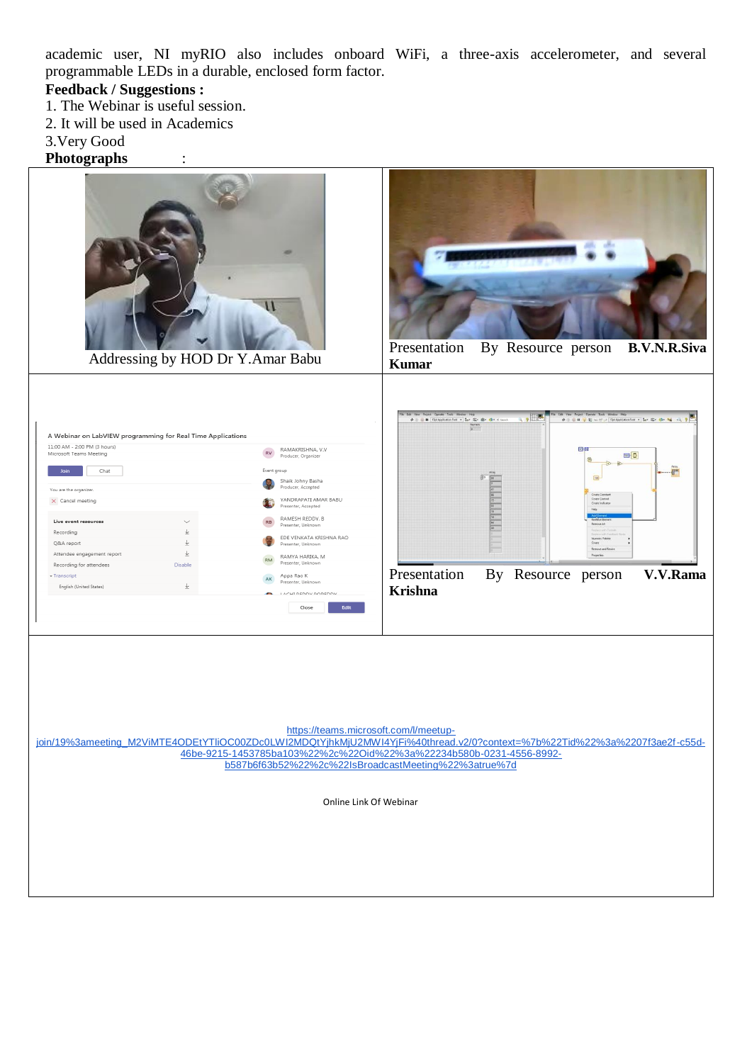academic user, NI myRIO also includes onboard WiFi, a three-axis accelerometer, and several programmable LEDs in a durable, enclosed form factor.

**Feedback / Suggestions :**

1. The Webinar is useful session.
2. It will be used in Academics
3. Very Good

**Photographs** :

| | |
|---|---|
| Addressing by HOD Dr Y.Amar Babu | Presentation By Resource person **B.V.N.R.Siva Kumar** |
| | Presentation By Resource person **V.V.Rama Krishna** |
| https://teams.microsoft.com/l/meetup-join/19%3ameeting_M2ViMTE4ODEtYTliOC00ZDc0LWI2MDQtYjhkMjU2MWI4YjFi%40thread.v2/0?context=%7b%22Tid%22%3a%2207f3ae2f-c55d-46be-9215-1453785ba103%22%2c%22Oid%22%3a%22234b580b-0231-4556-8992-b587b6f63b52%22%2c%22IsBroadcastMeeting%22%3atrue%7d<br><br>Online Link Of Webinar | |